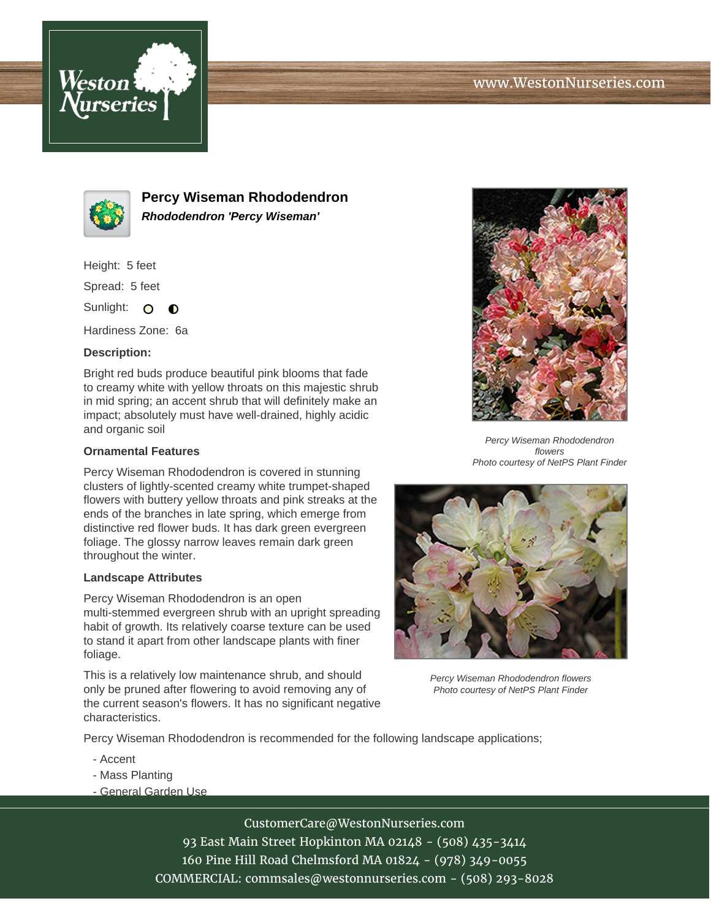www.WestonNurseries.com

# Percy Wiseman Rhododendron

***Rhododendron 'Percy Wiseman'***

Height: 5 feet

Spread: 5 feet

Sunlight:

Hardiness Zone: 6a

**Description:**

Bright red buds produce beautiful pink blooms that fade to creamy white with yellow throats on this majestic shrub in mid spring; an accent shrub that will definitely make an impact; absolutely must have well-drained, highly acidic and organic soil

### Ornamental Features

Percy Wiseman Rhododendron is covered in stunning clusters of lightly-scented creamy white trumpet-shaped flowers with buttery yellow throats and pink streaks at the ends of the branches in late spring, which emerge from distinctive red flower buds. It has dark green evergreen foliage. The glossy narrow leaves remain dark green throughout the winter.

### Landscape Attributes

Percy Wiseman Rhododendron is an open multi-stemmed evergreen shrub with an upright spreading habit of growth. Its relatively coarse texture can be used to stand it apart from other landscape plants with finer foliage.

This is a relatively low maintenance shrub, and should only be pruned after flowering to avoid removing any of the current season's flowers. It has no significant negative characteristics.

Percy Wiseman Rhododendron is recommended for the following landscape applications;

- Accent
- Mass Planting
- General Garden Use

*Percy Wiseman Rhododendron flowers*
*Photo courtesy of NetPS Plant Finder*

*Percy Wiseman Rhododendron flowers*
*Photo courtesy of NetPS Plant Finder*

CustomerCare@WestonNurseries.com
93 East Main Street Hopkinton MA 02148 - (508) 435-3414
160 Pine Hill Road Chelmsford MA 01824 - (978) 349-0055
COMMERCIAL: commsales@westonnurseries.com - (508) 293-8028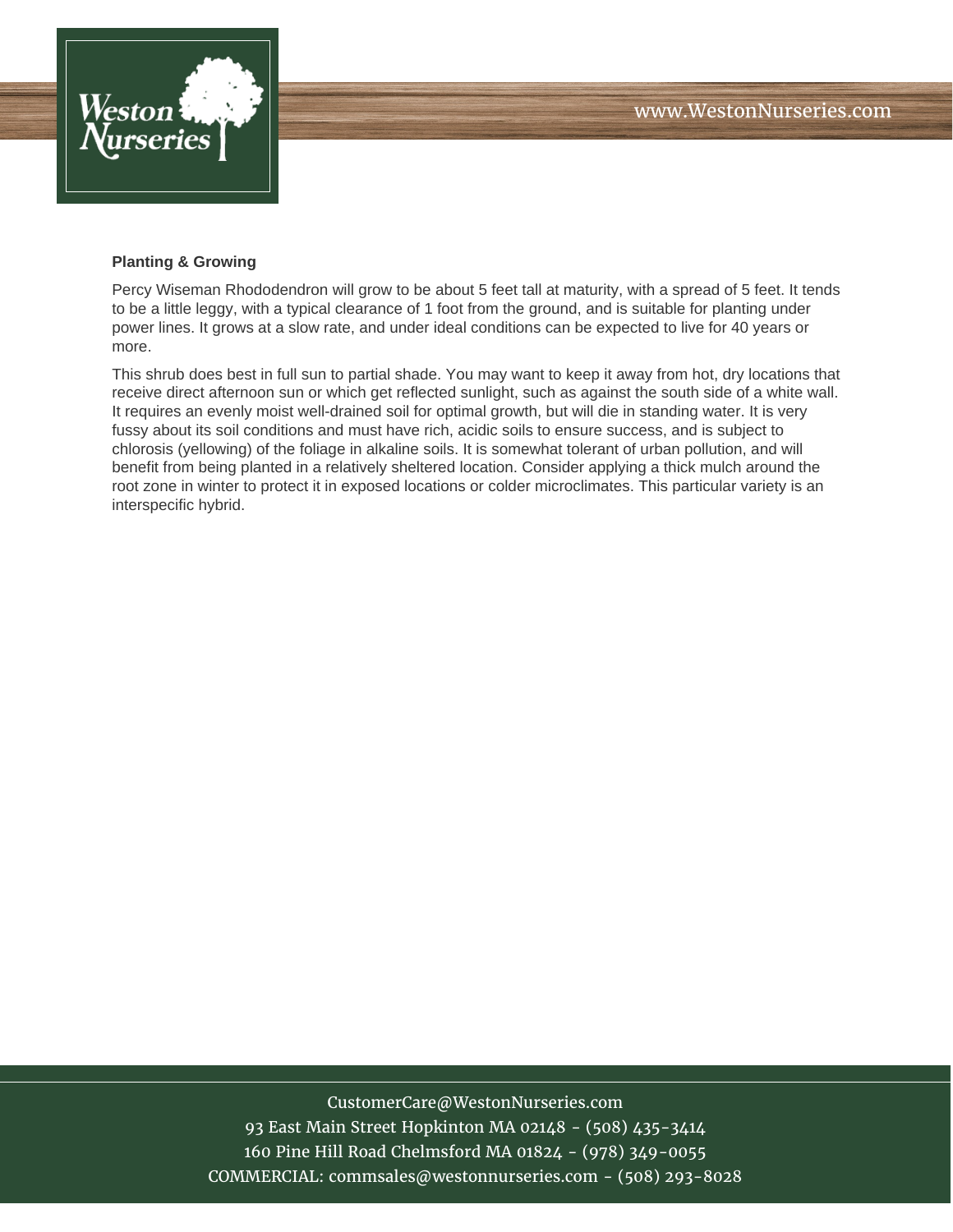**Planting & Growing**

Percy Wiseman Rhododendron will grow to be about 5 feet tall at maturity, with a spread of 5 feet. It tends to be a little leggy, with a typical clearance of 1 foot from the ground, and is suitable for planting under power lines. It grows at a slow rate, and under ideal conditions can be expected to live for 40 years or more.

This shrub does best in full sun to partial shade. You may want to keep it away from hot, dry locations that receive direct afternoon sun or which get reflected sunlight, such as against the south side of a white wall. It requires an evenly moist well-drained soil for optimal growth, but will die in standing water. It is very fussy about its soil conditions and must have rich, acidic soils to ensure success, and is subject to chlorosis (yellowing) of the foliage in alkaline soils. It is somewhat tolerant of urban pollution, and will benefit from being planted in a relatively sheltered location. Consider applying a thick mulch around the root zone in winter to protect it in exposed locations or colder microclimates. This particular variety is an interspecific hybrid.